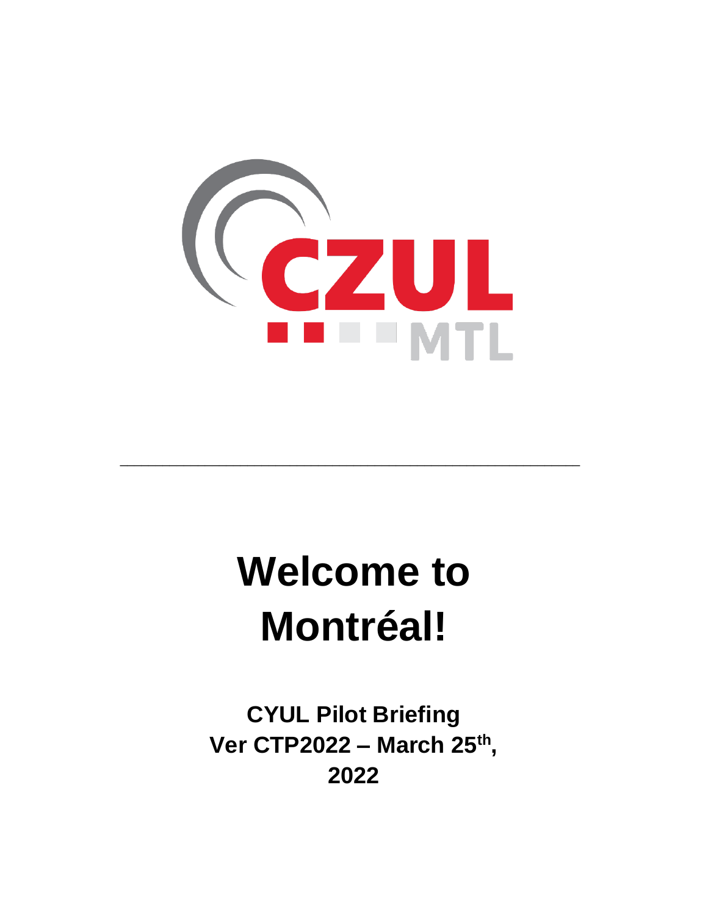CZUL MTL

---

# Welcome to Montréal!

## CYUL Pilot Briefing
## Ver CTP2022 – March 25th, 2022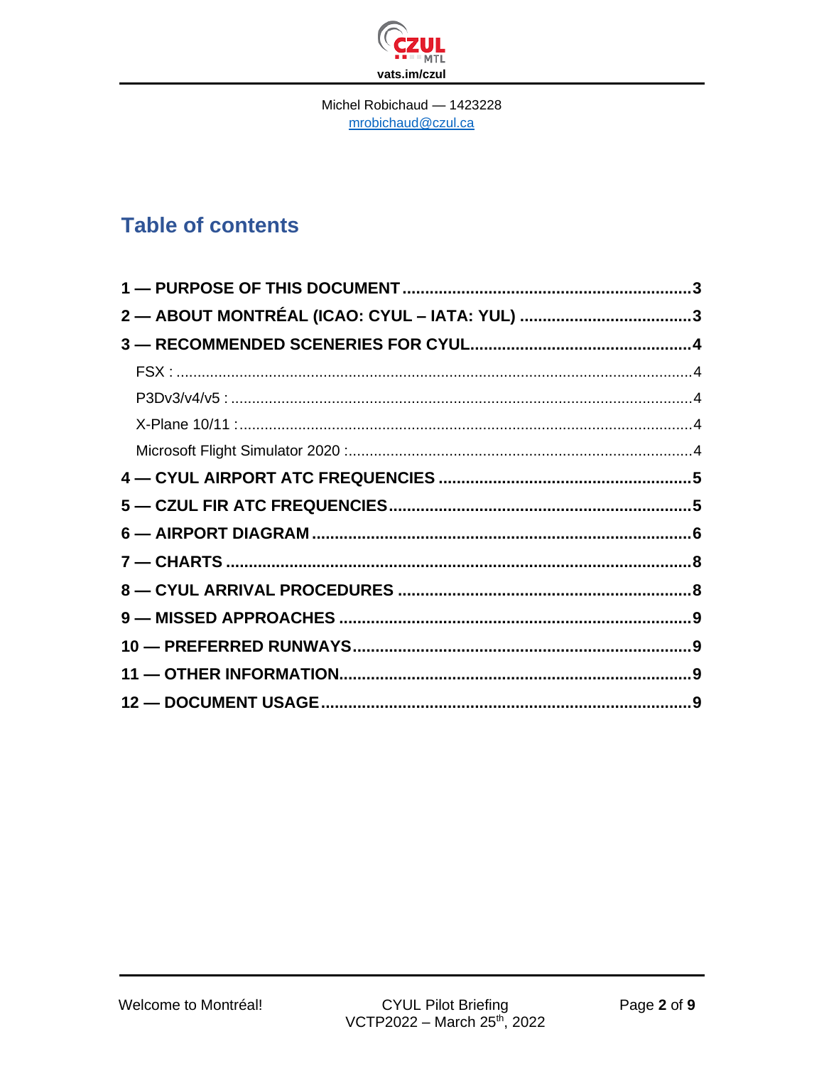Michel Robichaud — 1423228
mrobichaud@czul.ca

# Table of contents

**1 — PURPOSE OF THIS DOCUMENT** ..... 3

**2 — ABOUT MONTRÉAL (ICAO: CYUL – IATA: YUL)** ..... 3

**3 — RECOMMENDED SCENERIES FOR CYUL** ..... 4

- FSX : ..... 4
- P3Dv3/v4/v5 : ..... 4
- X-Plane 10/11 : ..... 4
- Microsoft Flight Simulator 2020 : ..... 4

**4 — CYUL AIRPORT ATC FREQUENCIES** ..... 5

**5 — CZUL FIR ATC FREQUENCIES** ..... 5

**6 — AIRPORT DIAGRAM** ..... 6

**7 — CHARTS** ..... 8

**8 — CYUL ARRIVAL PROCEDURES** ..... 8

**9 — MISSED APPROACHES** ..... 9

**10 — PREFERRED RUNWAYS** ..... 9

**11 — OTHER INFORMATION** ..... 9

**12 — DOCUMENT USAGE** ..... 9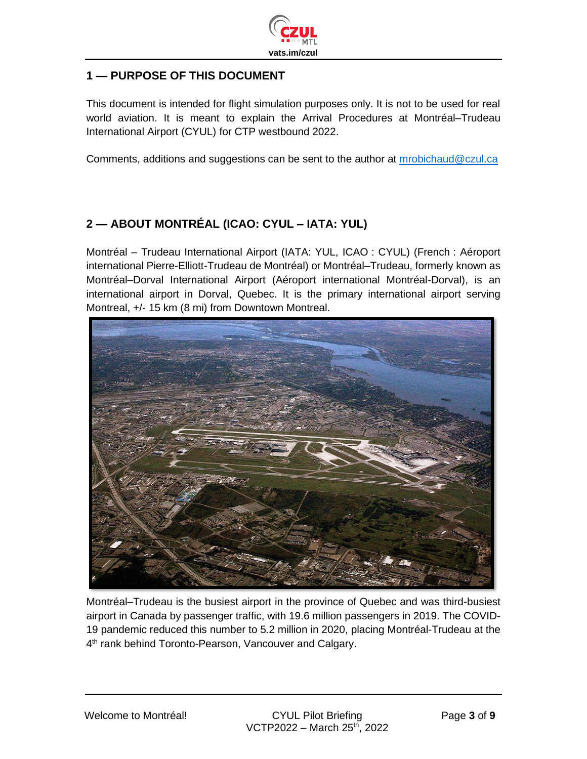## 1 — PURPOSE OF THIS DOCUMENT

This document is intended for flight simulation purposes only. It is not to be used for real world aviation. It is meant to explain the Arrival Procedures at Montréal–Trudeau International Airport (CYUL) for CTP westbound 2022.

Comments, additions and suggestions can be sent to the author at [mrobichaud@czul.ca](mailto:mrobichaud@czul.ca)

## 2 — ABOUT MONTRÉAL (ICAO: CYUL – IATA: YUL)

Montréal – Trudeau International Airport (IATA: YUL, ICAO : CYUL) (French : Aéroport international Pierre-Elliott-Trudeau de Montréal) or Montréal–Trudeau, formerly known as Montréal–Dorval International Airport (Aéroport international Montréal-Dorval), is an international airport in Dorval, Quebec. It is the primary international airport serving Montreal, +/- 15 km (8 mi) from Downtown Montreal.

Montréal–Trudeau is the busiest airport in the province of Quebec and was third-busiest airport in Canada by passenger traffic, with 19.6 million passengers in 2019. The COVID-19 pandemic reduced this number to 5.2 million in 2020, placing Montréal-Trudeau at the 4th rank behind Toronto-Pearson, Vancouver and Calgary.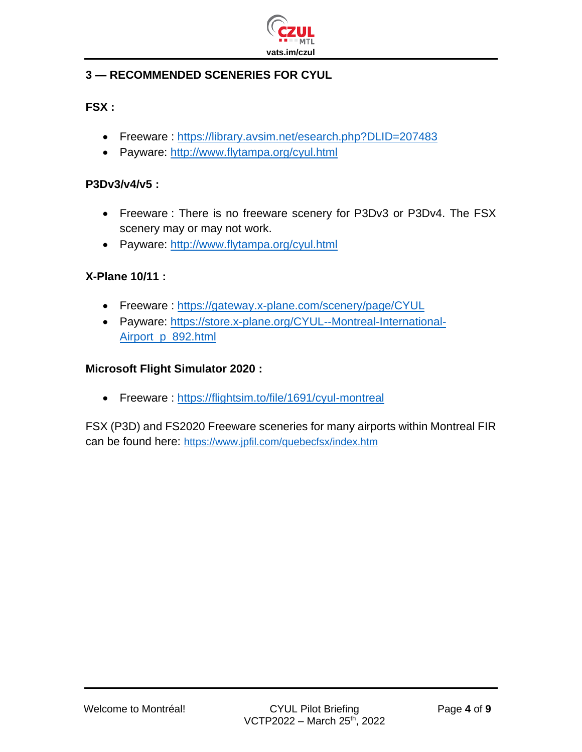## 3 — RECOMMENDED SCENERIES FOR CYUL

### FSX :

- Freeware : https://library.avsim.net/esearch.php?DLID=207483
- Payware: http://www.flytampa.org/cyul.html

### P3Dv3/v4/v5 :

- Freeware : There is no freeware scenery for P3Dv3 or P3Dv4. The FSX scenery may or may not work.
- Payware: http://www.flytampa.org/cyul.html

### X-Plane 10/11 :

- Freeware : https://gateway.x-plane.com/scenery/page/CYUL
- Payware: https://store.x-plane.org/CYUL--Montreal-International-Airport_p_892.html

### Microsoft Flight Simulator 2020 :

- Freeware : https://flightsim.to/file/1691/cyul-montreal

FSX (P3D) and FS2020 Freeware sceneries for many airports within Montreal FIR can be found here: https://www.jpfil.com/quebecfsx/index.htm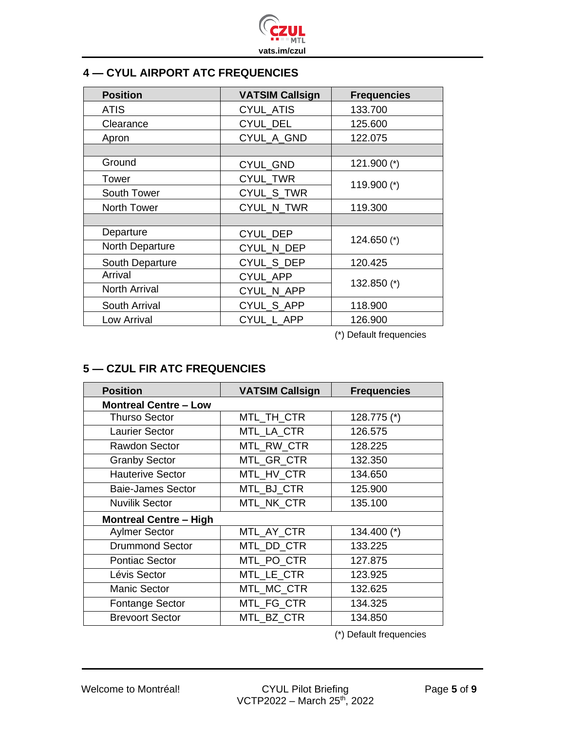## 4 — CYUL AIRPORT ATC FREQUENCIES

| Position | VATSIM Callsign | Frequencies |
|---|---|---|
| ATIS | CYUL_ATIS | 133.700 |
| Clearance | CYUL_DEL | 125.600 |
| Apron | CYUL_A_GND | 122.075 |
| | | |
| Ground | CYUL_GND | 121.900 (*) |
| Tower | CYUL_TWR | 119.900 (*) |
| South Tower | CYUL_S_TWR | |
| North Tower | CYUL_N_TWR | 119.300 |
| | | |
| Departure | CYUL_DEP | 124.650 (*) |
| North Departure | CYUL_N_DEP | |
| South Departure | CYUL_S_DEP | 120.425 |
| Arrival | CYUL_APP | 132.850 (*) |
| North Arrival | CYUL_N_APP | |
| South Arrival | CYUL_S_APP | 118.900 |
| Low Arrival | CYUL_L_APP | 126.900 |

(*) Default frequencies

## 5 — CZUL FIR ATC FREQUENCIES

| Position | VATSIM Callsign | Frequencies |
|---|---|---|
| **Montreal Centre – Low** | | |
| Thurso Sector | MTL_TH_CTR | 128.775 (*) |
| Laurier Sector | MTL_LA_CTR | 126.575 |
| Rawdon Sector | MTL_RW_CTR | 128.225 |
| Granby Sector | MTL_GR_CTR | 132.350 |
| Hauterive Sector | MTL_HV_CTR | 134.650 |
| Baie-James Sector | MTL_BJ_CTR | 125.900 |
| Nuvilik Sector | MTL_NK_CTR | 135.100 |
| **Montreal Centre – High** | | |
| Aylmer Sector | MTL_AY_CTR | 134.400 (*) |
| Drummond Sector | MTL_DD_CTR | 133.225 |
| Pontiac Sector | MTL_PO_CTR | 127.875 |
| Lévis Sector | MTL_LE_CTR | 123.925 |
| Manic Sector | MTL_MC_CTR | 132.625 |
| Fontange Sector | MTL_FG_CTR | 134.325 |
| Brevoort Sector | MTL_BZ_CTR | 134.850 |

(*) Default frequencies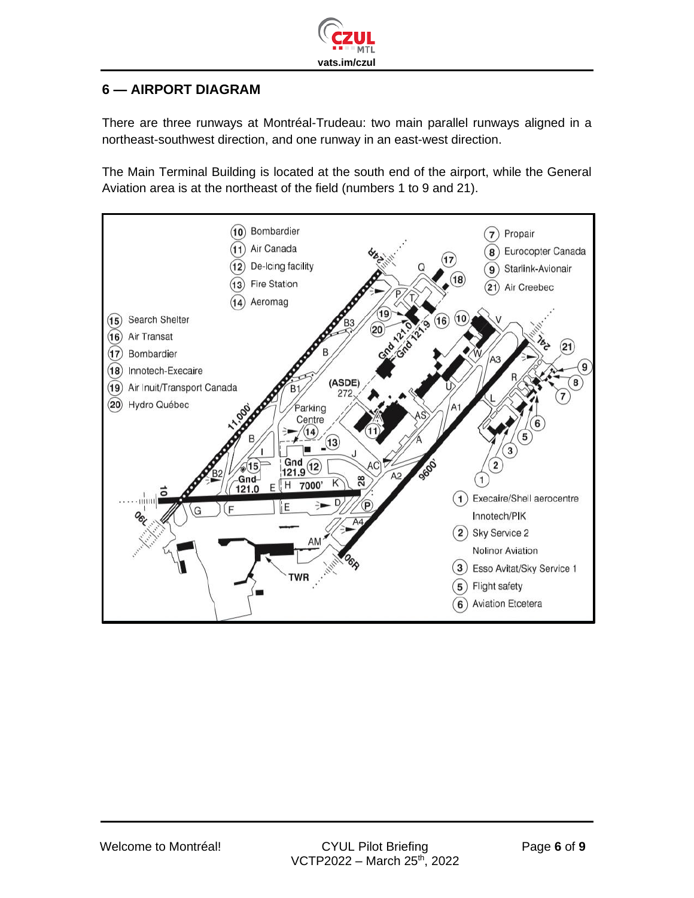## 6 — AIRPORT DIAGRAM

There are three runways at Montréal-Trudeau: two main parallel runways aligned in a northeast-southwest direction, and one runway in an east-west direction.

The Main Terminal Building is located at the south end of the airport, while the General Aviation area is at the northeast of the field (numbers 1 to 9 and 21).

- (1) Execaire/Shell aerocentre, Innotech/PIK
- (2) Sky Service 2, Nolinor Aviation
- (3) Esso Avitat/Sky Service 1
- (5) Flight safety
- (6) Aviation Etcetera
- (7) Propair
- (8) Eurocopter Canada
- (9) Starlink-Avionair
- (10) Bombardier
- (11) Air Canada
- (12) De-Icing facility
- (13) Fire Station
- (14) Aeromag
- (15) Search Shelter
- (16) Air Transat
- (17) Bombardier
- (18) Innotech-Execaire
- (19) Air Inuit/Transport Canada
- (20) Hydro Québec
- (21) Air Creebec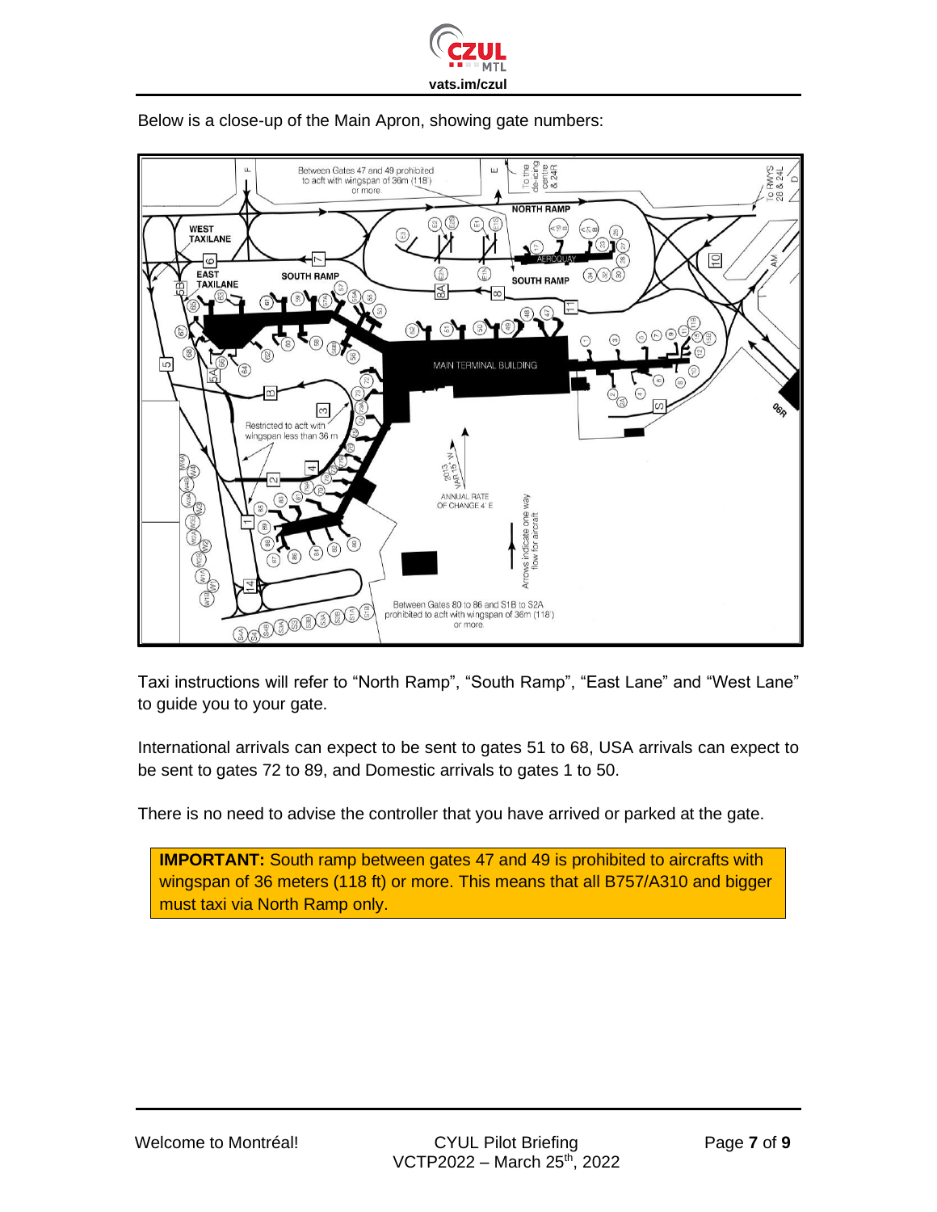Below is a close-up of the Main Apron, showing gate numbers:

Taxi instructions will refer to "North Ramp", "South Ramp", "East Lane" and "West Lane" to guide you to your gate.

International arrivals can expect to be sent to gates 51 to 68, USA arrivals can expect to be sent to gates 72 to 89, and Domestic arrivals to gates 1 to 50.

There is no need to advise the controller that you have arrived or parked at the gate.

**IMPORTANT:** South ramp between gates 47 and 49 is prohibited to aircrafts with wingspan of 36 meters (118 ft) or more. This means that all B757/A310 and bigger must taxi via North Ramp only.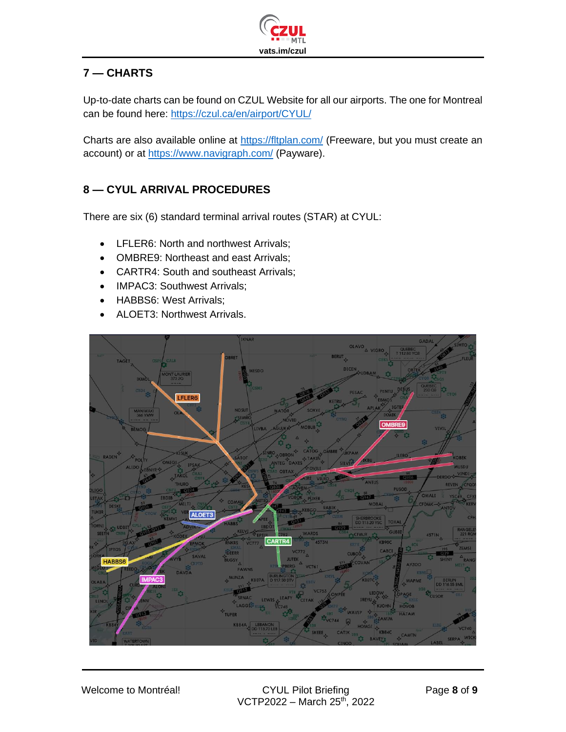## 7 — CHARTS

Up-to-date charts can be found on CZUL Website for all our airports. The one for Montreal can be found here: https://czul.ca/en/airport/CYUL/

Charts are also available online at https://fltplan.com/ (Freeware, but you must create an account) or at https://www.navigraph.com/ (Payware).

## 8 — CYUL ARRIVAL PROCEDURES

There are six (6) standard terminal arrival routes (STAR) at CYUL:

- LFLER6: North and northwest Arrivals;
- OMBRE9: Northeast and east Arrivals;
- CARTR4: South and southeast Arrivals;
- IMPAC3: Southwest Arrivals;
- HABBS6: West Arrivals;
- ALOET3: Northwest Arrivals.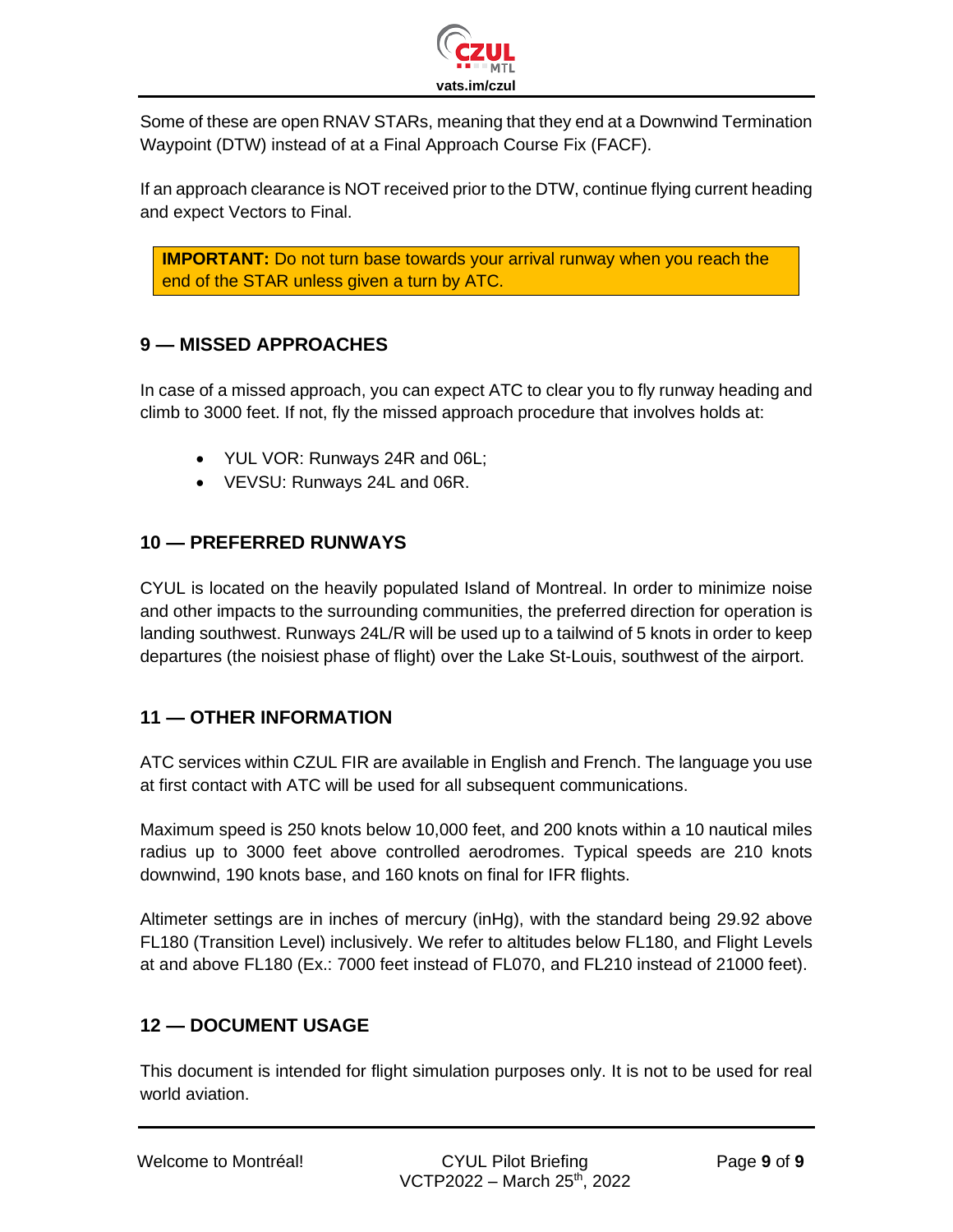Some of these are open RNAV STARs, meaning that they end at a Downwind Termination Waypoint (DTW) instead of at a Final Approach Course Fix (FACF).

If an approach clearance is NOT received prior to the DTW, continue flying current heading and expect Vectors to Final.

> **IMPORTANT:** Do not turn base towards your arrival runway when you reach the end of the STAR unless given a turn by ATC.

## 9 — MISSED APPROACHES

In case of a missed approach, you can expect ATC to clear you to fly runway heading and climb to 3000 feet. If not, fly the missed approach procedure that involves holds at:

- YUL VOR: Runways 24R and 06L;
- VEVSU: Runways 24L and 06R.

## 10 — PREFERRED RUNWAYS

CYUL is located on the heavily populated Island of Montreal. In order to minimize noise and other impacts to the surrounding communities, the preferred direction for operation is landing southwest. Runways 24L/R will be used up to a tailwind of 5 knots in order to keep departures (the noisiest phase of flight) over the Lake St-Louis, southwest of the airport.

## 11 — OTHER INFORMATION

ATC services within CZUL FIR are available in English and French. The language you use at first contact with ATC will be used for all subsequent communications.

Maximum speed is 250 knots below 10,000 feet, and 200 knots within a 10 nautical miles radius up to 3000 feet above controlled aerodromes. Typical speeds are 210 knots downwind, 190 knots base, and 160 knots on final for IFR flights.

Altimeter settings are in inches of mercury (inHg), with the standard being 29.92 above FL180 (Transition Level) inclusively. We refer to altitudes below FL180, and Flight Levels at and above FL180 (Ex.: 7000 feet instead of FL070, and FL210 instead of 21000 feet).

## 12 — DOCUMENT USAGE

This document is intended for flight simulation purposes only. It is not to be used for real world aviation.